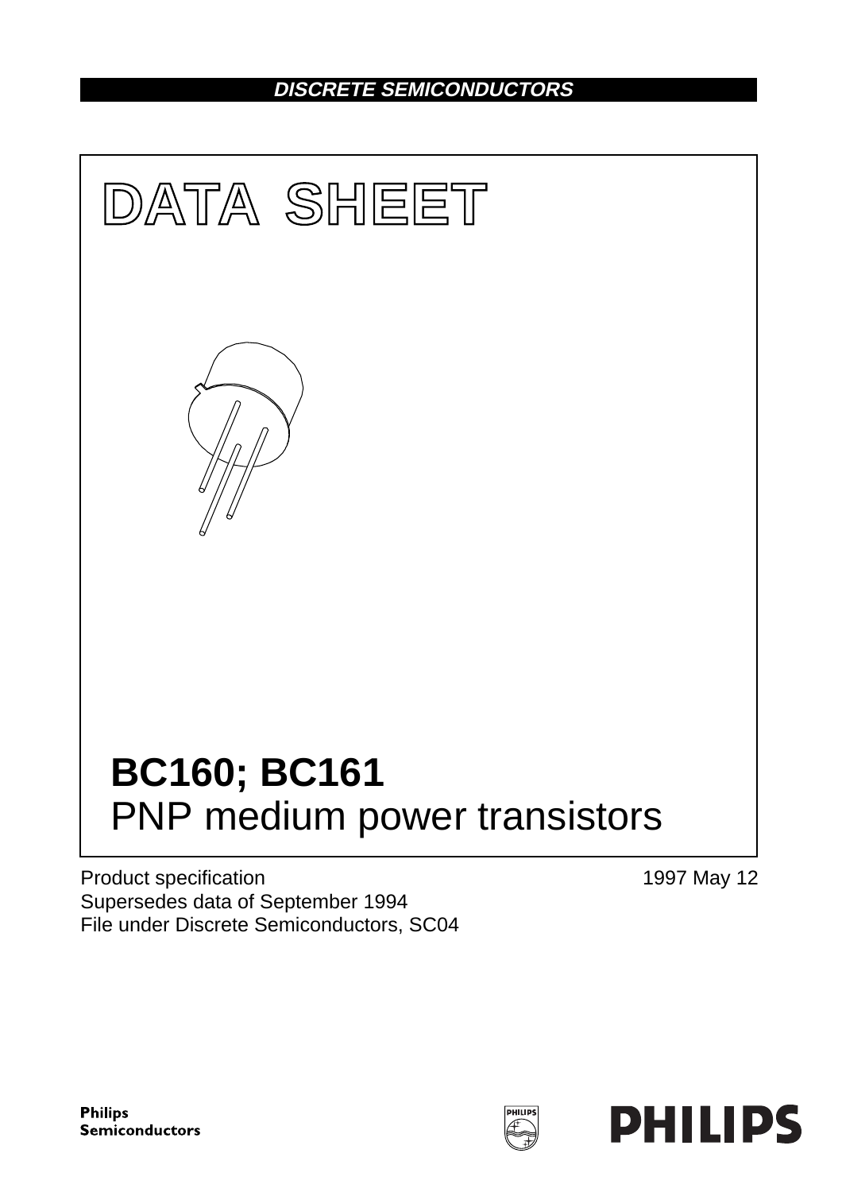DISCRETE SEMICONDUCTORS

# DATA SHEET

# BC160; BC161

## PNP medium power transistors

Product specification
Supersedes data of September 1994
File under Discrete Semiconductors, SC04

1997 May 12

Philips Semiconductors

PHILIPS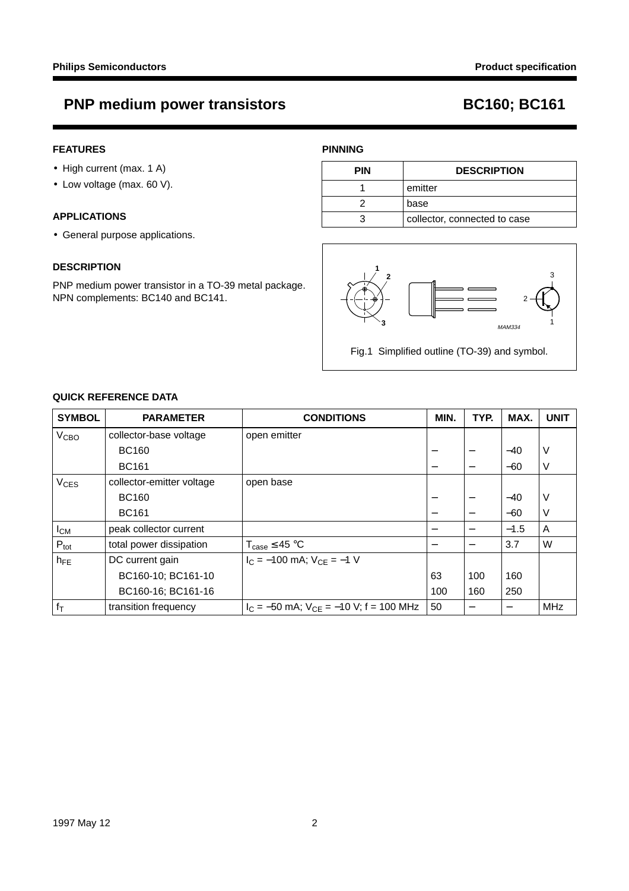# PNP medium power transistors — BC160; BC161

## FEATURES

- High current (max. 1 A)
- Low voltage (max. 60 V).

## APPLICATIONS

- General purpose applications.

## DESCRIPTION

PNP medium power transistor in a TO-39 metal package. NPN complements: BC140 and BC141.

## PINNING

| PIN | DESCRIPTION |
|---|---|
| 1 | emitter |
| 2 | base |
| 3 | collector, connected to case |

Fig.1 Simplified outline (TO-39) and symbol.

## QUICK REFERENCE DATA

| SYMBOL | PARAMETER | CONDITIONS | MIN. | TYP. | MAX. | UNIT |
|---|---|---|---|---|---|---|
| $V_{CBO}$ | collector-base voltage | open emitter | | | | |
| | BC160 | | – | – | –40 | V |
| | BC161 | | – | – | –60 | V |
| $V_{CES}$ | collector-emitter voltage | open base | | | | |
| | BC160 | | – | – | –40 | V |
| | BC161 | | – | – | –60 | V |
| $I_{CM}$ | peak collector current | | – | – | –1.5 | A |
| $P_{tot}$ | total power dissipation | $T_{case} \leq 45$ °C | – | – | 3.7 | W |
| $h_{FE}$ | DC current gain | $I_C = -100$ mA; $V_{CE} = -1$ V | | | | |
| | BC160-10; BC161-10 | | 63 | 100 | 160 | |
| | BC160-16; BC161-16 | | 100 | 160 | 250 | |
| $f_T$ | transition frequency | $I_C = -50$ mA; $V_{CE} = -10$ V; f = 100 MHz | 50 | – | – | MHz |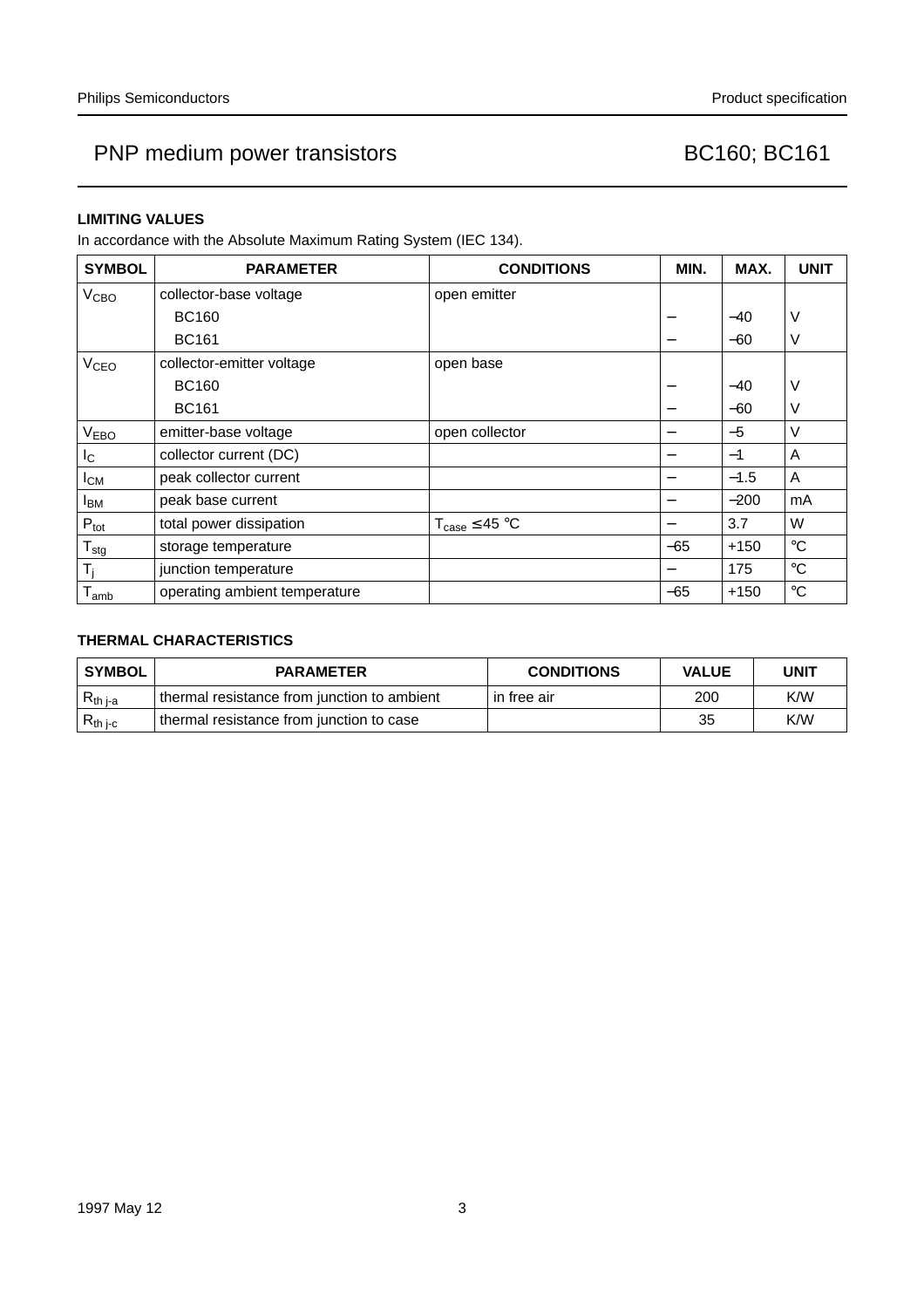## LIMITING VALUES

In accordance with the Absolute Maximum Rating System (IEC 134).

| SYMBOL | PARAMETER | CONDITIONS | MIN. | MAX. | UNIT |
|---|---|---|---|---|---|
| $V_{CBO}$ | collector-base voltage | open emitter | | | |
| | BC160 | | − | −40 | V |
| | BC161 | | − | −60 | V |
| $V_{CEO}$ | collector-emitter voltage | open base | | | |
| | BC160 | | − | −40 | V |
| | BC161 | | − | −60 | V |
| $V_{EBO}$ | emitter-base voltage | open collector | − | −5 | V |
| $I_C$ | collector current (DC) | | − | −1 | A |
| $I_{CM}$ | peak collector current | | − | −1.5 | A |
| $I_{BM}$ | peak base current | | − | −200 | mA |
| $P_{tot}$ | total power dissipation | $T_{case} \leq 45$ °C | − | 3.7 | W |
| $T_{stg}$ | storage temperature | | −65 | +150 | °C |
| $T_j$ | junction temperature | | − | 175 | °C |
| $T_{amb}$ | operating ambient temperature | | −65 | +150 | °C |

## THERMAL CHARACTERISTICS

| SYMBOL | PARAMETER | CONDITIONS | VALUE | UNIT |
|---|---|---|---|---|
| $R_{th\ j\text{-}a}$ | thermal resistance from junction to ambient | in free air | 200 | K/W |
| $R_{th\ j\text{-}c}$ | thermal resistance from junction to case | | 35 | K/W |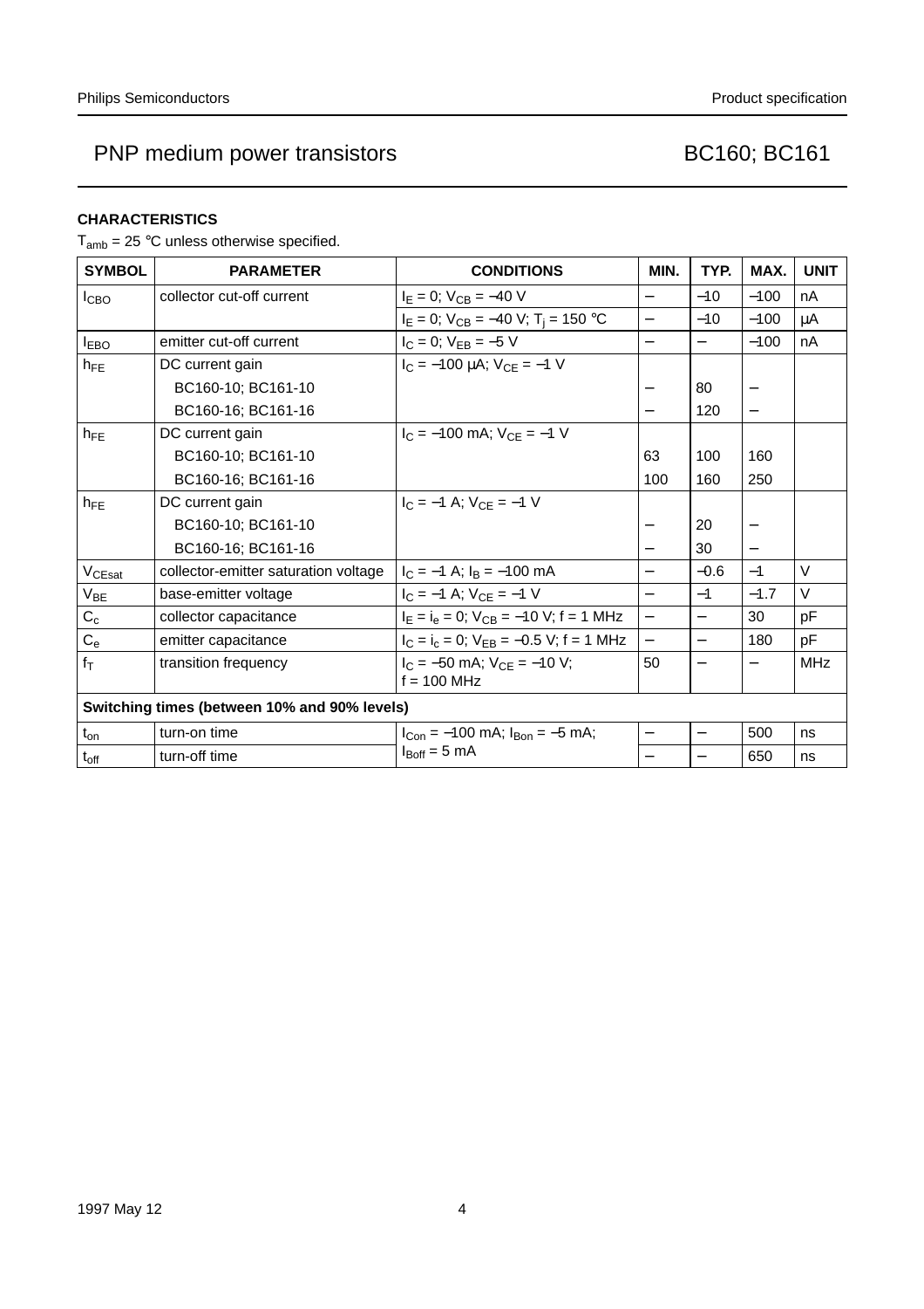## CHARACTERISTICS

$T_{amb}$ = 25 °C unless otherwise specified.

| SYMBOL | PARAMETER | CONDITIONS | MIN. | TYP. | MAX. | UNIT |
|---|---|---|---|---|---|---|
| $I_{CBO}$ | collector cut-off current | $I_E$ = 0; $V_{CB}$ = −40 V | – | −10 | −100 | nA |
| | | $I_E$ = 0; $V_{CB}$ = −40 V; $T_j$ = 150 °C | – | −10 | −100 | μA |
| $I_{EBO}$ | emitter cut-off current | $I_C$ = 0; $V_{EB}$ = −5 V | – | – | −100 | nA |
| $h_{FE}$ | DC current gain | $I_C$ = −100 μA; $V_{CE}$ = −1 V | | | | |
| | BC160-10; BC161-10 | | – | 80 | – | |
| | BC160-16; BC161-16 | | – | 120 | – | |
| $h_{FE}$ | DC current gain | $I_C$ = −100 mA; $V_{CE}$ = −1 V | | | | |
| | BC160-10; BC161-10 | | 63 | 100 | 160 | |
| | BC160-16; BC161-16 | | 100 | 160 | 250 | |
| $h_{FE}$ | DC current gain | $I_C$ = −1 A; $V_{CE}$ = −1 V | | | | |
| | BC160-10; BC161-10 | | – | 20 | – | |
| | BC160-16; BC161-16 | | – | 30 | – | |
| $V_{CEsat}$ | collector-emitter saturation voltage | $I_C$ = −1 A; $I_B$ = −100 mA | – | −0.6 | −1 | V |
| $V_{BE}$ | base-emitter voltage | $I_C$ = −1 A; $V_{CE}$ = −1 V | – | −1 | −1.7 | V |
| $C_c$ | collector capacitance | $I_E$ = $i_e$ = 0; $V_{CB}$ = −10 V; f = 1 MHz | – | – | 30 | pF |
| $C_e$ | emitter capacitance | $I_C$ = $i_c$ = 0; $V_{EB}$ = −0.5 V; f = 1 MHz | – | – | 180 | pF |
| $f_T$ | transition frequency | $I_C$ = −50 mA; $V_{CE}$ = −10 V; f = 100 MHz | 50 | – | – | MHz |
| **Switching times (between 10% and 90% levels)** | | | | | | |
| $t_{on}$ | turn-on time | $I_{Con}$ = −100 mA; $I_{Bon}$ = −5 mA; $I_{Boff}$ = 5 mA | – | – | 500 | ns |
| $t_{off}$ | turn-off time | | – | – | 650 | ns |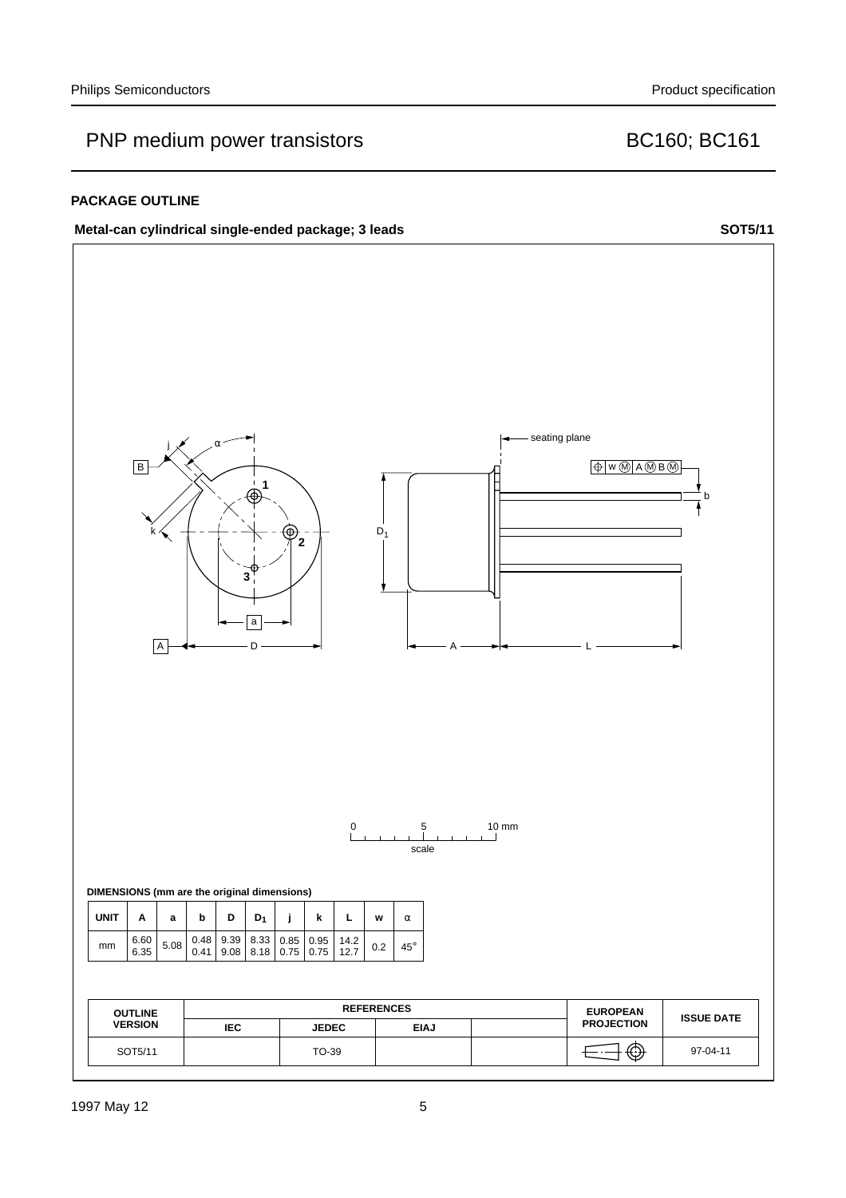## PACKAGE OUTLINE

**Metal-can cylindrical single-ended package; 3 leads** **SOT5/11**

**DIMENSIONS (mm are the original dimensions)**

| UNIT | A | a | b | D | $D_1$ | j | k | L | w | α |
|---|---|---|---|---|---|---|---|---|---|---|
| mm | 6.60<br>6.35 | 5.08 | 0.48<br>0.41 | 9.39<br>9.08 | 8.33<br>8.18 | 0.85<br>0.75 | 0.95<br>0.75 | 14.2<br>12.7 | 0.2 | 45° |

| OUTLINE VERSION | REFERENCES | | | | EUROPEAN PROJECTION | ISSUE DATE |
|---|---|---|---|---|---|---|
| | IEC | JEDEC | EIAJ | | | |
| SOT5/11 | | TO-39 | | | | 97-04-11 |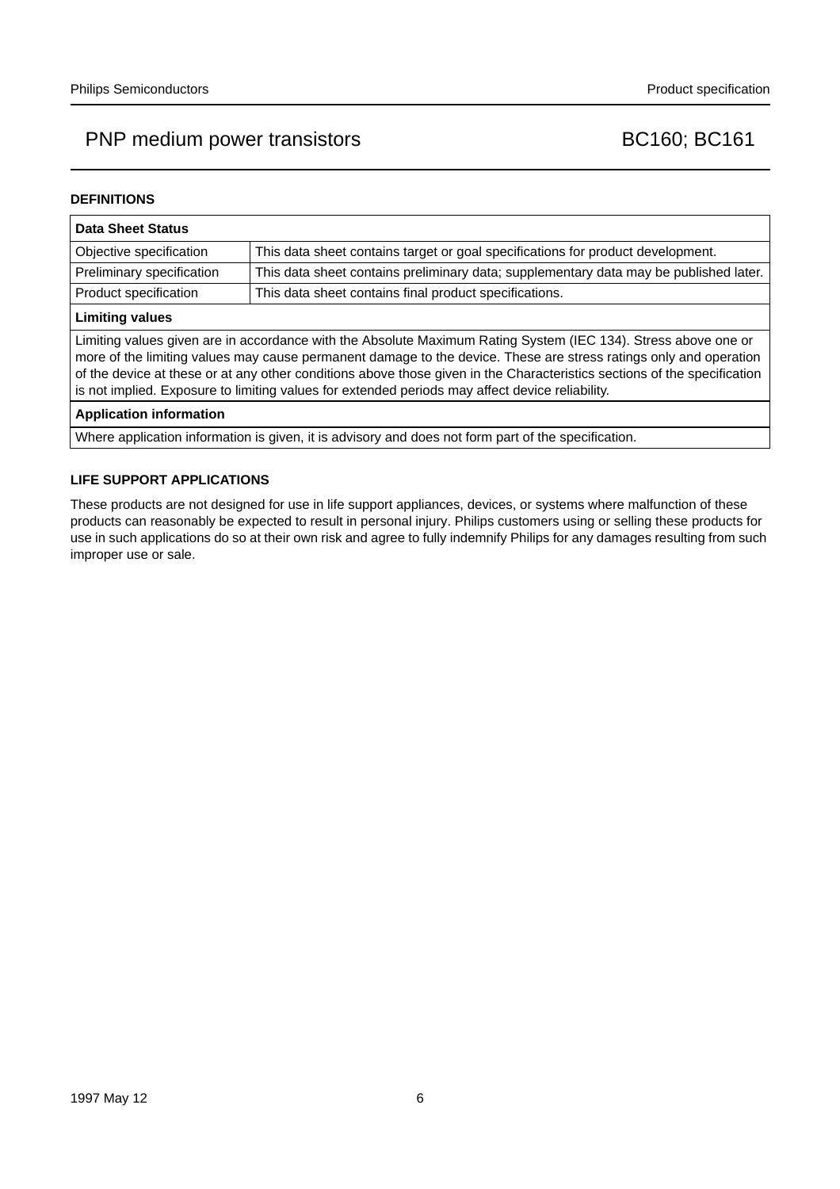## DEFINITIONS

| Data Sheet Status | |
|---|---|
| Objective specification | This data sheet contains target or goal specifications for product development. |
| Preliminary specification | This data sheet contains preliminary data; supplementary data may be published later. |
| Product specification | This data sheet contains final product specifications. |
| **Limiting values** | |
| Limiting values given are in accordance with the Absolute Maximum Rating System (IEC 134). Stress above one or more of the limiting values may cause permanent damage to the device. These are stress ratings only and operation of the device at these or at any other conditions above those given in the Characteristics sections of the specification is not implied. Exposure to limiting values for extended periods may affect device reliability. | |
| **Application information** | |
| Where application information is given, it is advisory and does not form part of the specification. | |

## LIFE SUPPORT APPLICATIONS

These products are not designed for use in life support appliances, devices, or systems where malfunction of these products can reasonably be expected to result in personal injury. Philips customers using or selling these products for use in such applications do so at their own risk and agree to fully indemnify Philips for any damages resulting from such improper use or sale.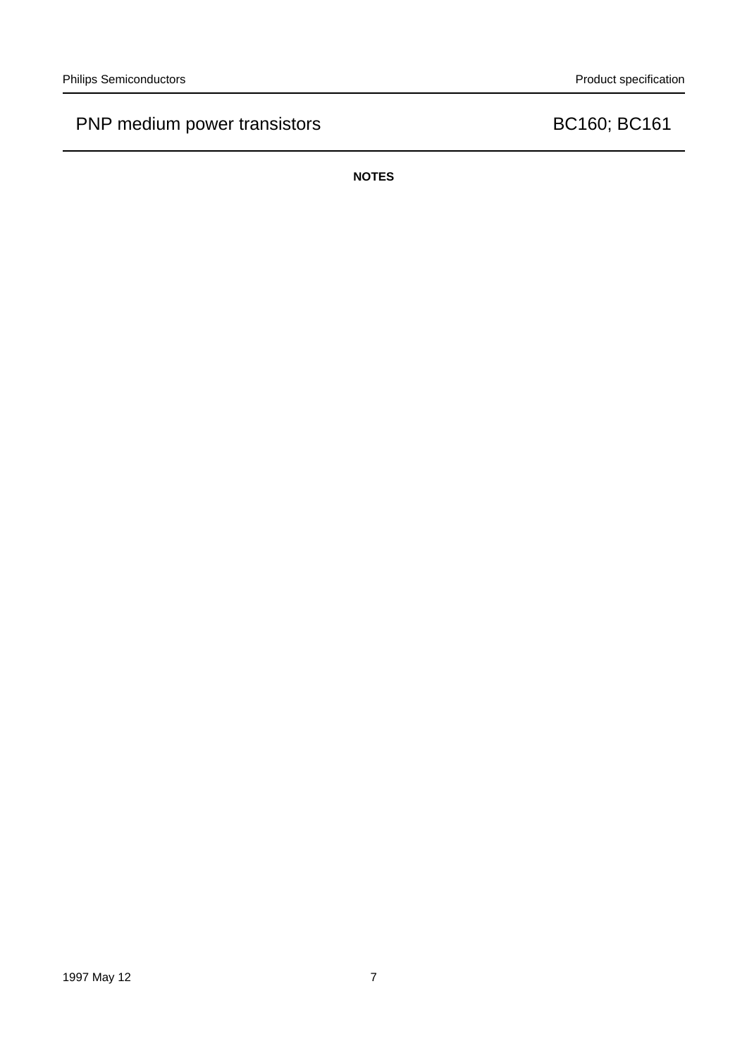## NOTES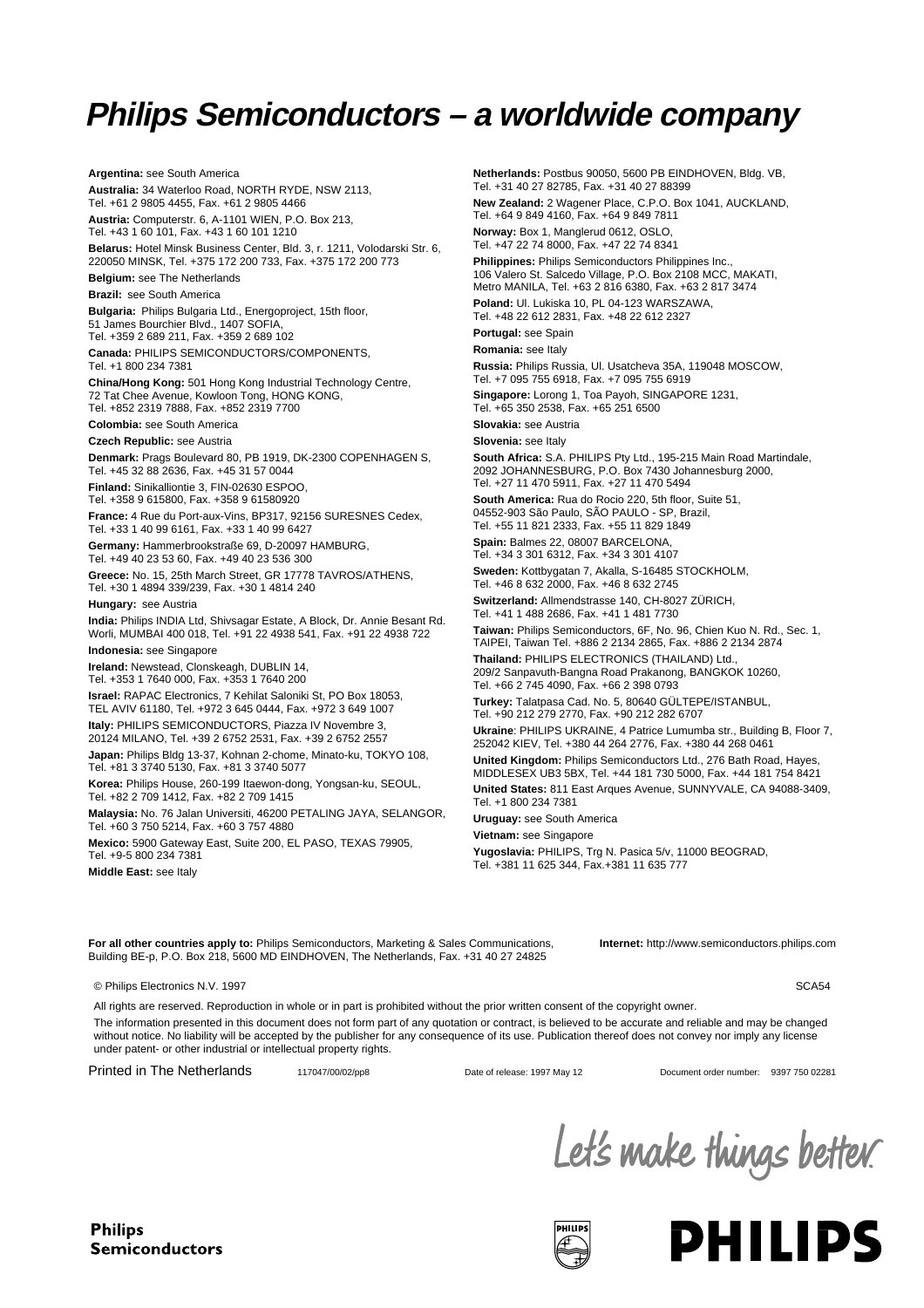# Philips Semiconductors – a worldwide company

**Argentina:** see South America

**Australia:** 34 Waterloo Road, NORTH RYDE, NSW 2113, Tel. +61 2 9805 4455, Fax. +61 2 9805 4466

**Austria:** Computerstr. 6, A-1101 WIEN, P.O. Box 213, Tel. +43 1 60 101, Fax. +43 1 60 101 1210

**Belarus:** Hotel Minsk Business Center, Bld. 3, r. 1211, Volodarski Str. 6, 220050 MINSK, Tel. +375 172 200 733, Fax. +375 172 200 773

**Belgium:** see The Netherlands

**Brazil:** see South America

**Bulgaria:** Philips Bulgaria Ltd., Energoproject, 15th floor, 51 James Bourchier Blvd., 1407 SOFIA, Tel. +359 2 689 211, Fax. +359 2 689 102

**Canada:** PHILIPS SEMICONDUCTORS/COMPONENTS, Tel. +1 800 234 7381

**China/Hong Kong:** 501 Hong Kong Industrial Technology Centre, 72 Tat Chee Avenue, Kowloon Tong, HONG KONG, Tel. +852 2319 7888, Fax. +852 2319 7700

**Colombia:** see South America

**Czech Republic:** see Austria

**Denmark:** Prags Boulevard 80, PB 1919, DK-2300 COPENHAGEN S, Tel. +45 32 88 2636, Fax. +45 31 57 0044

**Finland:** Sinikalliontie 3, FIN-02630 ESPOO, Tel. +358 9 615800, Fax. +358 9 61580920

**France:** 4 Rue du Port-aux-Vins, BP317, 92156 SURESNES Cedex, Tel. +33 1 40 99 6161, Fax. +33 1 40 99 6427

**Germany:** Hammerbrookstraße 69, D-20097 HAMBURG, Tel. +49 40 23 53 60, Fax. +49 40 23 536 300

**Greece:** No. 15, 25th March Street, GR 17778 TAVROS/ATHENS, Tel. +30 1 4894 339/239, Fax. +30 1 4814 240

**Hungary:** see Austria

**India:** Philips INDIA Ltd, Shivsagar Estate, A Block, Dr. Annie Besant Rd. Worli, MUMBAI 400 018, Tel. +91 22 4938 541, Fax. +91 22 4938 722

**Indonesia:** see Singapore

**Ireland:** Newstead, Clonskeagh, DUBLIN 14, Tel. +353 1 7640 000, Fax. +353 1 7640 200

**Israel:** RAPAC Electronics, 7 Kehilat Saloniki St, PO Box 18053, TEL AVIV 61180, Tel. +972 3 645 0444, Fax. +972 3 649 1007

**Italy:** PHILIPS SEMICONDUCTORS, Piazza IV Novembre 3, 20124 MILANO, Tel. +39 2 6752 2531, Fax. +39 2 6752 2557

**Japan:** Philips Bldg 13-37, Kohnan 2-chome, Minato-ku, TOKYO 108, Tel. +81 3 3740 5130, Fax. +81 3 3740 5077

**Korea:** Philips House, 260-199 Itaewon-dong, Yongsan-ku, SEOUL, Tel. +82 2 709 1412, Fax. +82 2 709 1415

**Malaysia:** No. 76 Jalan Universiti, 46200 PETALING JAYA, SELANGOR, Tel. +60 3 750 5214, Fax. +60 3 757 4880

**Mexico:** 5900 Gateway East, Suite 200, EL PASO, TEXAS 79905, Tel. +9-5 800 234 7381

**Middle East:** see Italy

**Netherlands:** Postbus 90050, 5600 PB EINDHOVEN, Bldg. VB, Tel. +31 40 27 82785, Fax. +31 40 27 88399

**New Zealand:** 2 Wagener Place, C.P.O. Box 1041, AUCKLAND, Tel. +64 9 849 4160, Fax. +64 9 849 7811

**Norway:** Box 1, Manglerud 0612, OSLO, Tel. +47 22 74 8000, Fax. +47 22 74 8341

**Philippines:** Philips Semiconductors Philippines Inc., 106 Valero St. Salcedo Village, P.O. Box 2108 MCC, MAKATI, Metro MANILA, Tel. +63 2 816 6380, Fax. +63 2 817 3474

**Poland:** Ul. Lukiska 10, PL 04-123 WARSZAWA, Tel. +48 22 612 2831, Fax. +48 22 612 2327

**Portugal:** see Spain

**Romania:** see Italy

**Russia:** Philips Russia, Ul. Usatcheva 35A, 119048 MOSCOW, Tel. +7 095 755 6918, Fax. +7 095 755 6919

**Singapore:** Lorong 1, Toa Payoh, SINGAPORE 1231, Tel. +65 350 2538, Fax. +65 251 6500

**Slovakia:** see Austria

**Slovenia:** see Italy

**South Africa:** S.A. PHILIPS Pty Ltd., 195-215 Main Road Martindale, 2092 JOHANNESBURG, P.O. Box 7430 Johannesburg 2000, Tel. +27 11 470 5911, Fax. +27 11 470 5494

**South America:** Rua do Rocio 220, 5th floor, Suite 51, 04552-903 São Paulo, SÃO PAULO - SP, Brazil, Tel. +55 11 821 2333, Fax. +55 11 829 1849

**Spain:** Balmes 22, 08007 BARCELONA, Tel. +34 3 301 6312, Fax. +34 3 301 4107

**Sweden:** Kottbygatan 7, Akalla, S-16485 STOCKHOLM, Tel. +46 8 632 2000, Fax. +46 8 632 2745

**Switzerland:** Allmendstrasse 140, CH-8027 ZÜRICH, Tel. +41 1 488 2686, Fax. +41 1 481 7730

**Taiwan:** Philips Semiconductors, 6F, No. 96, Chien Kuo N. Rd., Sec. 1, TAIPEI, Taiwan Tel. +886 2 2134 2865, Fax. +886 2 2134 2874

**Thailand:** PHILIPS ELECTRONICS (THAILAND) Ltd., 209/2 Sanpavuth-Bangna Road Prakanong, BANGKOK 10260, Tel. +66 2 745 4090, Fax. +66 2 398 0793

**Turkey:** Talatpasa Cad. No. 5, 80640 GÜLTEPE/ISTANBUL, Tel. +90 212 279 2770, Fax. +90 212 282 6707

**Ukraine**: PHILIPS UKRAINE, 4 Patrice Lumumba str., Building B, Floor 7, 252042 KIEV, Tel. +380 44 264 2776, Fax. +380 44 268 0461

**United Kingdom:** Philips Semiconductors Ltd., 276 Bath Road, Hayes, MIDDLESEX UB3 5BX, Tel. +44 181 730 5000, Fax. +44 181 754 8421

**United States:** 811 East Arques Avenue, SUNNYVALE, CA 94088-3409, Tel. +1 800 234 7381

**Uruguay:** see South America

**Vietnam:** see Singapore

**Yugoslavia:** PHILIPS, Trg N. Pasica 5/v, 11000 BEOGRAD, Tel. +381 11 625 344, Fax.+381 11 635 777

**For all other countries apply to:** Philips Semiconductors, Marketing & Sales Communications, Building BE-p, P.O. Box 218, 5600 MD EINDHOVEN, The Netherlands, Fax. +31 40 27 24825

**Internet:** http://www.semiconductors.philips.com

© Philips Electronics N.V. 1997

SCA54

All rights are reserved. Reproduction in whole or in part is prohibited without the prior written consent of the copyright owner.

The information presented in this document does not form part of any quotation or contract, is believed to be accurate and reliable and may be changed without notice. No liability will be accepted by the publisher for any consequence of its use. Publication thereof does not convey nor imply any license under patent- or other industrial or intellectual property rights.

Printed in The Netherlands 117047/00/02/pp8 Date of release: 1997 May 12 Document order number: 9397 750 02281

Let's make things better.

**Philips Semiconductors**

**PHILIPS**